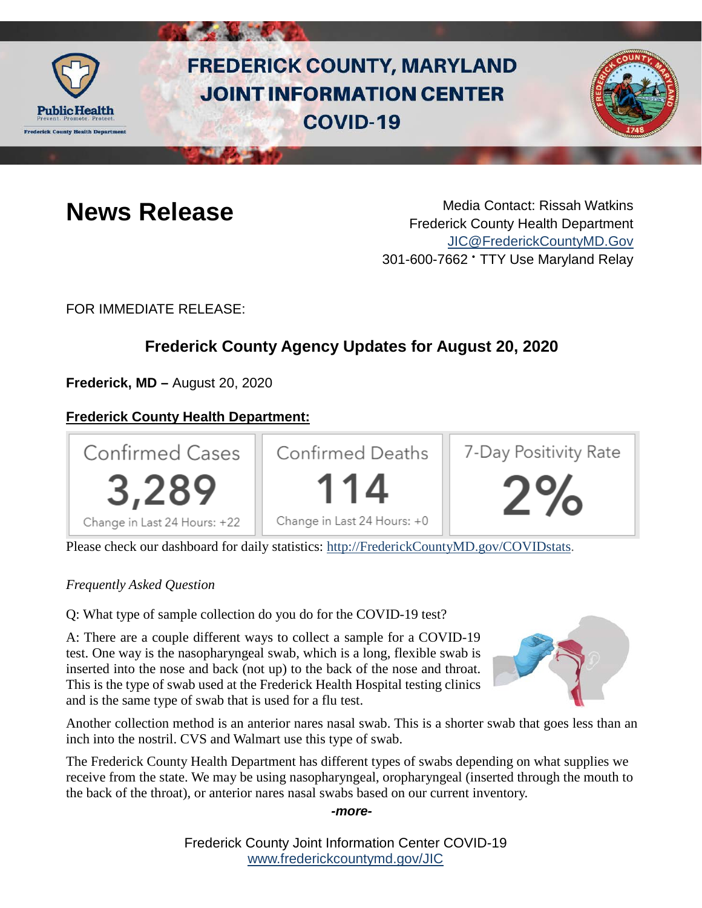# FREDERICK COUNTY, MARYLAND JOINT INFORMATION CENTER COVID-19

## News Release

Media Contact: Rissah Watkins
Frederick County Health Department
JIC@FrederickCountyMD.Gov
301-600-7662 • TTY Use Maryland Relay

FOR IMMEDIATE RELEASE:

### Frederick County Agency Updates for August 20, 2020

**Frederick, MD –** August 20, 2020

**Frederick County Health Department:**

| Confirmed Cases | Confirmed Deaths | 7-Day Positivity Rate |
|---|---|---|
| 3,289 | 114 | 2% |
| Change in Last 24 Hours: +22 | Change in Last 24 Hours: +0 | |

Please check our dashboard for daily statistics: http://FrederickCountyMD.gov/COVIDstats.

*Frequently Asked Question*

Q: What type of sample collection do you do for the COVID-19 test?

A: There are a couple different ways to collect a sample for a COVID-19 test. One way is the nasopharyngeal swab, which is a long, flexible swab is inserted into the nose and back (not up) to the back of the nose and throat. This is the type of swab used at the Frederick Health Hospital testing clinics and is the same type of swab that is used for a flu test.

Another collection method is an anterior nares nasal swab. This is a shorter swab that goes less than an inch into the nostril. CVS and Walmart use this type of swab.

The Frederick County Health Department has different types of swabs depending on what supplies we receive from the state. We may be using nasopharyngeal, oropharyngeal (inserted through the mouth to the back of the throat), or anterior nares nasal swabs based on our current inventory.

*-more-*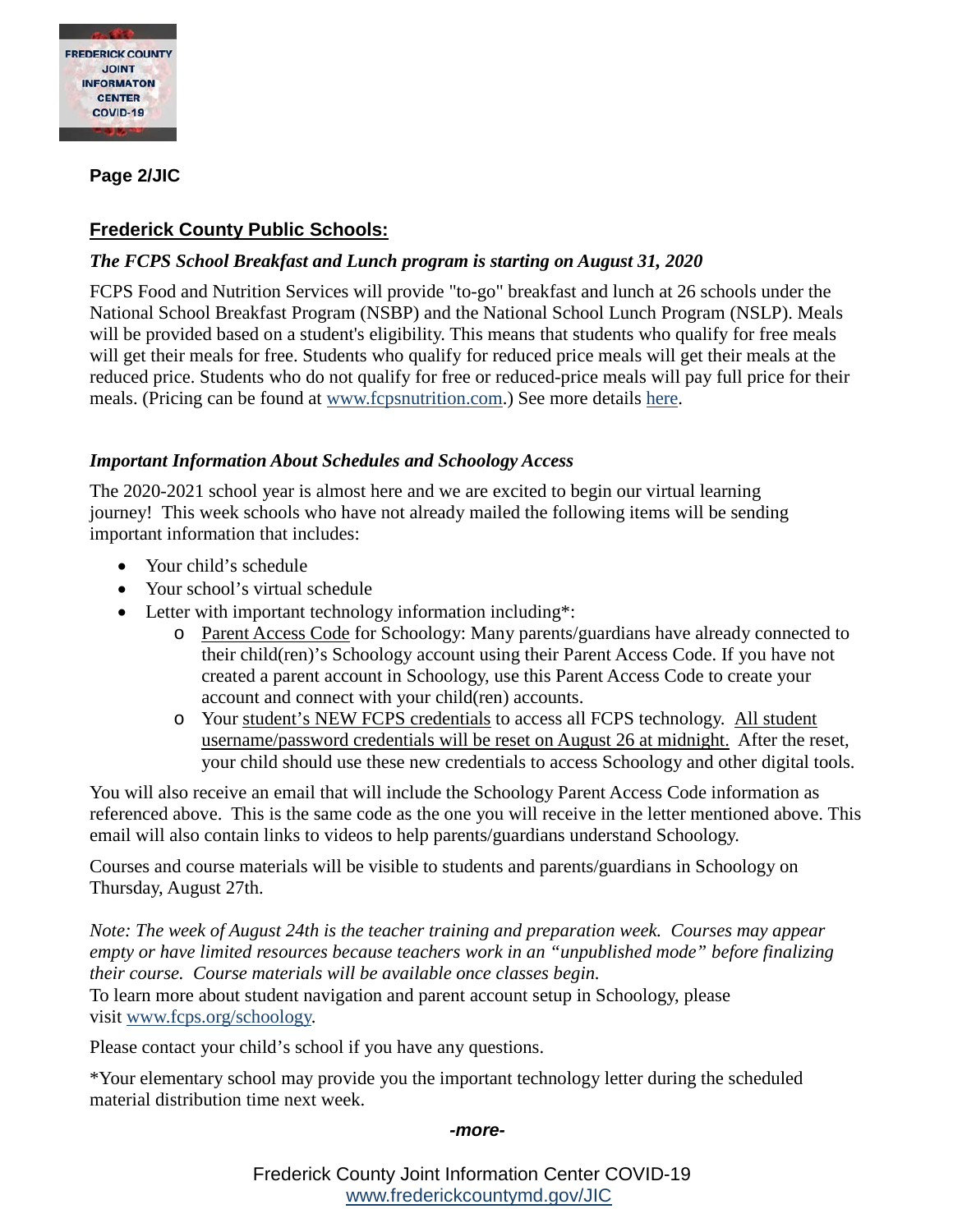**Page 2/JIC**

## Frederick County Public Schools:

***The FCPS School Breakfast and Lunch program is starting on August 31, 2020***

FCPS Food and Nutrition Services will provide "to-go" breakfast and lunch at 26 schools under the National School Breakfast Program (NSBP) and the National School Lunch Program (NSLP). Meals will be provided based on a student's eligibility. This means that students who qualify for free meals will get their meals for free. Students who qualify for reduced price meals will get their meals at the reduced price. Students who do not qualify for free or reduced-price meals will pay full price for their meals. (Pricing can be found at www.fcpsnutrition.com.) See more details here.

***Important Information About Schedules and Schoology Access***

The 2020-2021 school year is almost here and we are excited to begin our virtual learning journey! This week schools who have not already mailed the following items will be sending important information that includes:

- Your child's schedule
- Your school's virtual schedule
- Letter with important technology information including*:
  - Parent Access Code for Schoology: Many parents/guardians have already connected to their child(ren)'s Schoology account using their Parent Access Code. If you have not created a parent account in Schoology, use this Parent Access Code to create your account and connect with your child(ren) accounts.
  - Your student's NEW FCPS credentials to access all FCPS technology. All student username/password credentials will be reset on August 26 at midnight. After the reset, your child should use these new credentials to access Schoology and other digital tools.

You will also receive an email that will include the Schoology Parent Access Code information as referenced above. This is the same code as the one you will receive in the letter mentioned above. This email will also contain links to videos to help parents/guardians understand Schoology.

Courses and course materials will be visible to students and parents/guardians in Schoology on Thursday, August 27th.

*Note: The week of August 24th is the teacher training and preparation week. Courses may appear empty or have limited resources because teachers work in an "unpublished mode" before finalizing their course. Course materials will be available once classes begin.*

To learn more about student navigation and parent account setup in Schoology, please visit www.fcps.org/schoology.

Please contact your child's school if you have any questions.

*Your elementary school may provide you the important technology letter during the scheduled material distribution time next week.

***-more-***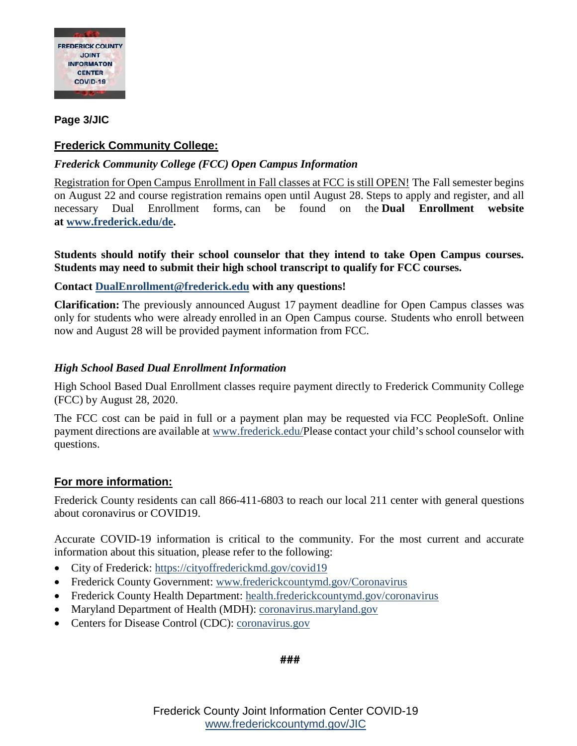**Page 3/JIC**

## Frederick Community College:

### *Frederick Community College (FCC) Open Campus Information*

Registration for Open Campus Enrollment in Fall classes at FCC is still OPEN! The Fall semester begins on August 22 and course registration remains open until August 28. Steps to apply and register, and all necessary Dual Enrollment forms, can be found on the **Dual Enrollment website at [www.frederick.edu/de](www.frederick.edu/de).**

**Students should notify their school counselor that they intend to take Open Campus courses. Students may need to submit their high school transcript to qualify for FCC courses.**

**Contact DualEnrollment@frederick.edu with any questions!**

**Clarification:** The previously announced August 17 payment deadline for Open Campus classes was only for students who were already enrolled in an Open Campus course. Students who enroll between now and August 28 will be provided payment information from FCC.

### *High School Based Dual Enrollment Information*

High School Based Dual Enrollment classes require payment directly to Frederick Community College (FCC) by August 28, 2020.

The FCC cost can be paid in full or a payment plan may be requested via FCC PeopleSoft. Online payment directions are available at www.frederick.edu/Please contact your child's school counselor with questions.

## For more information:

Frederick County residents can call 866-411-6803 to reach our local 211 center with general questions about coronavirus or COVID19.

Accurate COVID-19 information is critical to the community. For the most current and accurate information about this situation, please refer to the following:

- City of Frederick: https://cityoffrederickmd.gov/covid19
- Frederick County Government: www.frederickcountymd.gov/Coronavirus
- Frederick County Health Department: health.frederickcountymd.gov/coronavirus
- Maryland Department of Health (MDH): coronavirus.maryland.gov
- Centers for Disease Control (CDC): coronavirus.gov

**###**

Frederick County Joint Information Center COVID-19
www.frederickcountymd.gov/JIC